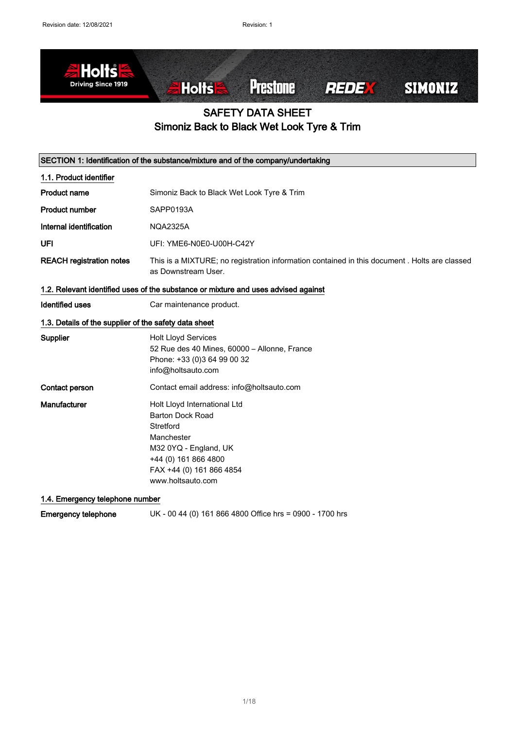Revision date: 12/08/2021 Revision: 1

# SAFETY DATA SHEET
# Simoniz Back to Black Wet Look Tyre & Trim

## SECTION 1: Identification of the substance/mixture and of the company/undertaking

### 1.1. Product identifier

| | |
|---|---|
| **Product name** | Simoniz Back to Black Wet Look Tyre & Trim |
| **Product number** | SAPP0193A |
| **Internal identification** | NQA2325A |
| **UFI** | UFI: YME6-N0E0-U00H-C42Y |
| **REACH registration notes** | This is a MIXTURE; no registration information contained in this document . Holts are classed as Downstream User. |

### 1.2. Relevant identified uses of the substance or mixture and uses advised against

| | |
|---|---|
| **Identified uses** | Car maintenance product. |

### 1.3. Details of the supplier of the safety data sheet

| | |
|---|---|
| **Supplier** | Holt Lloyd Services<br>52 Rue des 40 Mines, 60000 – Allonne, France<br>Phone: +33 (0)3 64 99 00 32<br>info@holtsauto.com |
| **Contact person** | Contact email address: info@holtsauto.com |
| **Manufacturer** | Holt Lloyd International Ltd<br>Barton Dock Road<br>Stretford<br>Manchester<br>M32 0YQ - England, UK<br>+44 (0) 161 866 4800<br>FAX +44 (0) 161 866 4854<br>www.holtsauto.com |

### 1.4. Emergency telephone number

| | |
|---|---|
| **Emergency telephone** | UK - 00 44 (0) 161 866 4800 Office hrs = 0900 - 1700 hrs |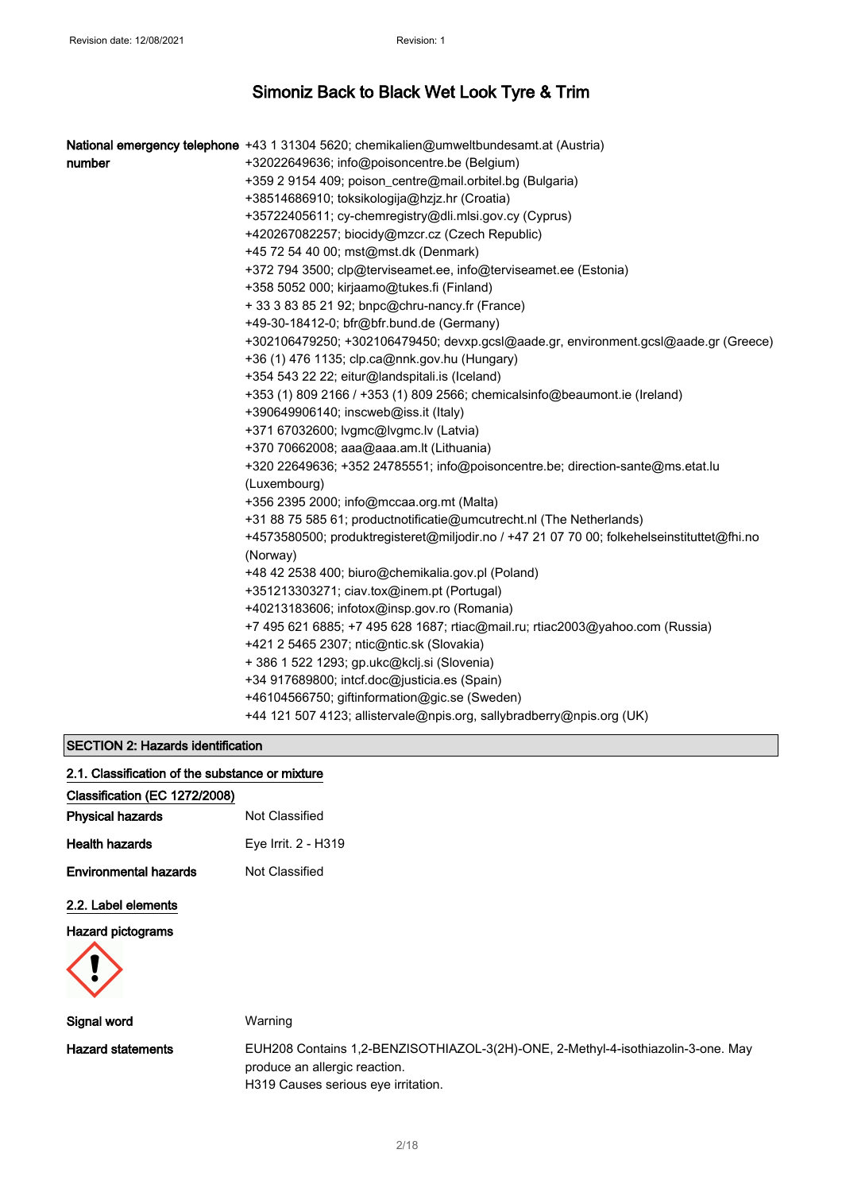# Simoniz Back to Black Wet Look Tyre & Trim

| | |
|---|---|
| **National emergency telephone number** | +43 1 31304 5620; chemikalien@umweltbundesamt.at (Austria)<br>+32022649636; info@poisoncentre.be (Belgium)<br>+359 2 9154 409; poison_centre@mail.orbitel.bg (Bulgaria)<br>+38514686910; toksikologija@hzjz.hr (Croatia)<br>+35722405611; cy-chemregistry@dli.mlsi.gov.cy (Cyprus)<br>+420267082257; biocidy@mzcr.cz (Czech Republic)<br>+45 72 54 40 00; mst@mst.dk (Denmark)<br>+372 794 3500; clp@terviseamet.ee, info@terviseamet.ee (Estonia)<br>+358 5052 000; kirjaamo@tukes.fi (Finland)<br>+ 33 3 83 85 21 92; bnpc@chru-nancy.fr (France)<br>+49-30-18412-0; bfr@bfr.bund.de (Germany)<br>+302106479250; +302106479450; devxp.gcsl@aade.gr, environment.gcsl@aade.gr (Greece)<br>+36 (1) 476 1135; clp.ca@nnk.gov.hu (Hungary)<br>+354 543 22 22; eitur@landspitali.is (Iceland)<br>+353 (1) 809 2166 / +353 (1) 809 2566; chemicalsinfo@beaumont.ie (Ireland)<br>+390649906140; inscweb@iss.it (Italy)<br>+371 67032600; lvgmc@lvgmc.lv (Latvia)<br>+370 70662008; aaa@aaa.am.lt (Lithuania)<br>+320 22649636; +352 24785551; info@poisoncentre.be; direction-sante@ms.etat.lu (Luxembourg)<br>+356 2395 2000; info@mccaa.org.mt (Malta)<br>+31 88 75 585 61; productnotificatie@umcutrecht.nl (The Netherlands)<br>+4573580500; produktregisteret@miljodir.no / +47 21 07 70 00; folkehelseinstituttet@fhi.no (Norway)<br>+48 42 2538 400; biuro@chemikalia.gov.pl (Poland)<br>+351213303271; ciav.tox@inem.pt (Portugal)<br>+40213183606; infotox@insp.gov.ro (Romania)<br>+7 495 621 6885; +7 495 628 1687; rtiac@mail.ru; rtiac2003@yahoo.com (Russia)<br>+421 2 5465 2307; ntic@ntic.sk (Slovakia)<br>+ 386 1 522 1293; gp.ukc@kclj.si (Slovenia)<br>+34 917689800; intcf.doc@justicia.es (Spain)<br>+46104566750; giftinformation@gic.se (Sweden)<br>+44 121 507 4123; allistervale@npis.org, sallybradberry@npis.org (UK) |

## SECTION 2: Hazards identification

### 2.1. Classification of the substance or mixture

**Classification (EC 1272/2008)**

| | |
|---|---|
| **Physical hazards** | Not Classified |
| **Health hazards** | Eye Irrit. 2 - H319 |
| **Environmental hazards** | Not Classified |

### 2.2. Label elements

**Hazard pictograms**

| | |
|---|---|
| **Signal word** | Warning |
| **Hazard statements** | EUH208 Contains 1,2-BENZISOTHIAZOL-3(2H)-ONE, 2-Methyl-4-isothiazolin-3-one. May produce an allergic reaction.<br>H319 Causes serious eye irritation. |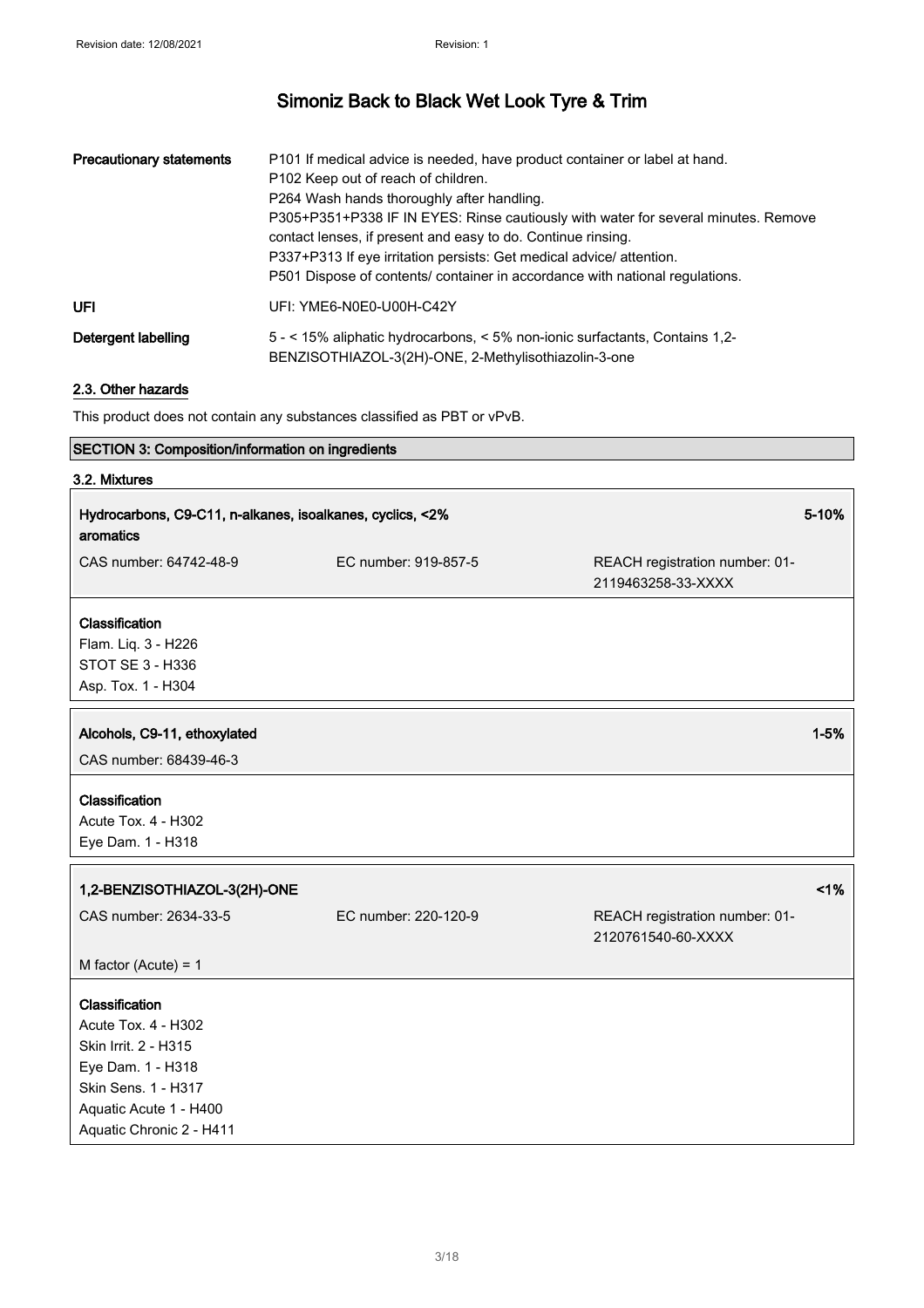# Simoniz Back to Black Wet Look Tyre & Trim

| | |
|---|---|
| **Precautionary statements** | P101 If medical advice is needed, have product container or label at hand.<br>P102 Keep out of reach of children.<br>P264 Wash hands thoroughly after handling.<br>P305+P351+P338 IF IN EYES: Rinse cautiously with water for several minutes. Remove contact lenses, if present and easy to do. Continue rinsing.<br>P337+P313 If eye irritation persists: Get medical advice/ attention.<br>P501 Dispose of contents/ container in accordance with national regulations. |
| **UFI** | UFI: YME6-N0E0-U00H-C42Y |
| **Detergent labelling** | 5 - < 15% aliphatic hydrocarbons, < 5% non-ionic surfactants, Contains 1,2-BENZISOTHIAZOL-3(2H)-ONE, 2-Methylisothiazolin-3-one |

## 2.3. Other hazards

This product does not contain any substances classified as PBT or vPvB.

## SECTION 3: Composition/information on ingredients

### 3.2. Mixtures

**Hydrocarbons, C9-C11, n-alkanes, isoalkanes, cyclics, <2% aromatics** — 5-10%

| | | |
|---|---|---|
| CAS number: 64742-48-9 | EC number: 919-857-5 | REACH registration number: 01-2119463258-33-XXXX |

**Classification**
Flam. Liq. 3 - H226
STOT SE 3 - H336
Asp. Tox. 1 - H304

**Alcohols, C9-11, ethoxylated** — 1-5%

CAS number: 68439-46-3

**Classification**
Acute Tox. 4 - H302
Eye Dam. 1 - H318

**1,2-BENZISOTHIAZOL-3(2H)-ONE** — <1%

| | | |
|---|---|---|
| CAS number: 2634-33-5 | EC number: 220-120-9 | REACH registration number: 01-2120761540-60-XXXX |

M factor (Acute) = 1

**Classification**
Acute Tox. 4 - H302
Skin Irrit. 2 - H315
Eye Dam. 1 - H318
Skin Sens. 1 - H317
Aquatic Acute 1 - H400
Aquatic Chronic 2 - H411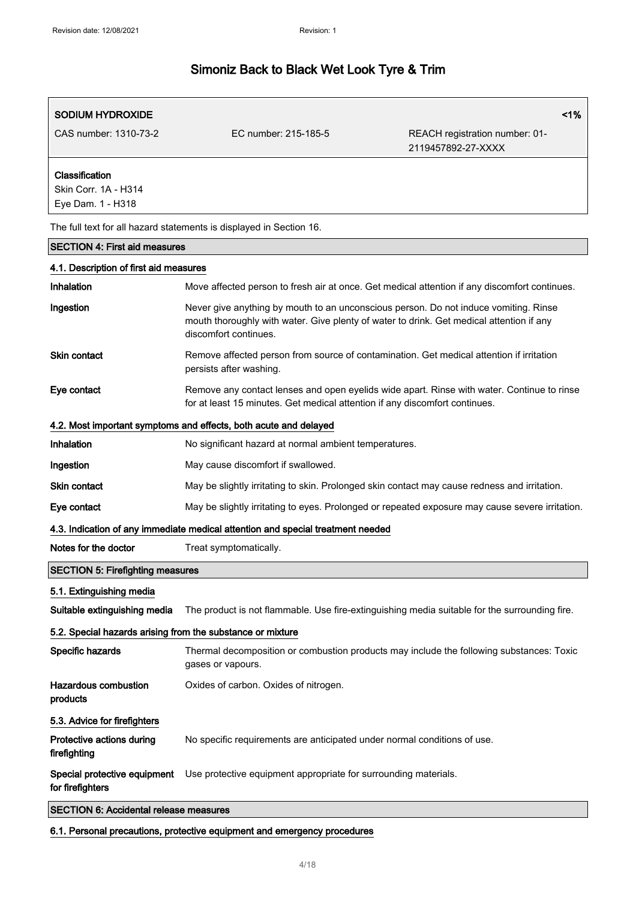# Simoniz Back to Black Wet Look Tyre & Trim

| SODIUM HYDROXIDE | | <1% |
|---|---|---|
| CAS number: 1310-73-2 | EC number: 215-185-5 | REACH registration number: 01-2119457892-27-XXXX |

**Classification**
Skin Corr. 1A - H314
Eye Dam. 1 - H318

The full text for all hazard statements is displayed in Section 16.

## SECTION 4: First aid measures

### 4.1. Description of first aid measures

**Inhalation** Move affected person to fresh air at once. Get medical attention if any discomfort continues.

**Ingestion** Never give anything by mouth to an unconscious person. Do not induce vomiting. Rinse mouth thoroughly with water. Give plenty of water to drink. Get medical attention if any discomfort continues.

**Skin contact** Remove affected person from source of contamination. Get medical attention if irritation persists after washing.

**Eye contact** Remove any contact lenses and open eyelids wide apart. Rinse with water. Continue to rinse for at least 15 minutes. Get medical attention if any discomfort continues.

### 4.2. Most important symptoms and effects, both acute and delayed

**Inhalation** No significant hazard at normal ambient temperatures.

**Ingestion** May cause discomfort if swallowed.

**Skin contact** May be slightly irritating to skin. Prolonged skin contact may cause redness and irritation.

**Eye contact** May be slightly irritating to eyes. Prolonged or repeated exposure may cause severe irritation.

### 4.3. Indication of any immediate medical attention and special treatment needed

**Notes for the doctor** Treat symptomatically.

## SECTION 5: Firefighting measures

### 5.1. Extinguishing media

**Suitable extinguishing media** The product is not flammable. Use fire-extinguishing media suitable for the surrounding fire.

### 5.2. Special hazards arising from the substance or mixture

**Specific hazards** Thermal decomposition or combustion products may include the following substances: Toxic gases or vapours.

**Hazardous combustion products** Oxides of carbon. Oxides of nitrogen.

### 5.3. Advice for firefighters

**Protective actions during firefighting** No specific requirements are anticipated under normal conditions of use.

**Special protective equipment for firefighters** Use protective equipment appropriate for surrounding materials.

## SECTION 6: Accidental release measures

### 6.1. Personal precautions, protective equipment and emergency procedures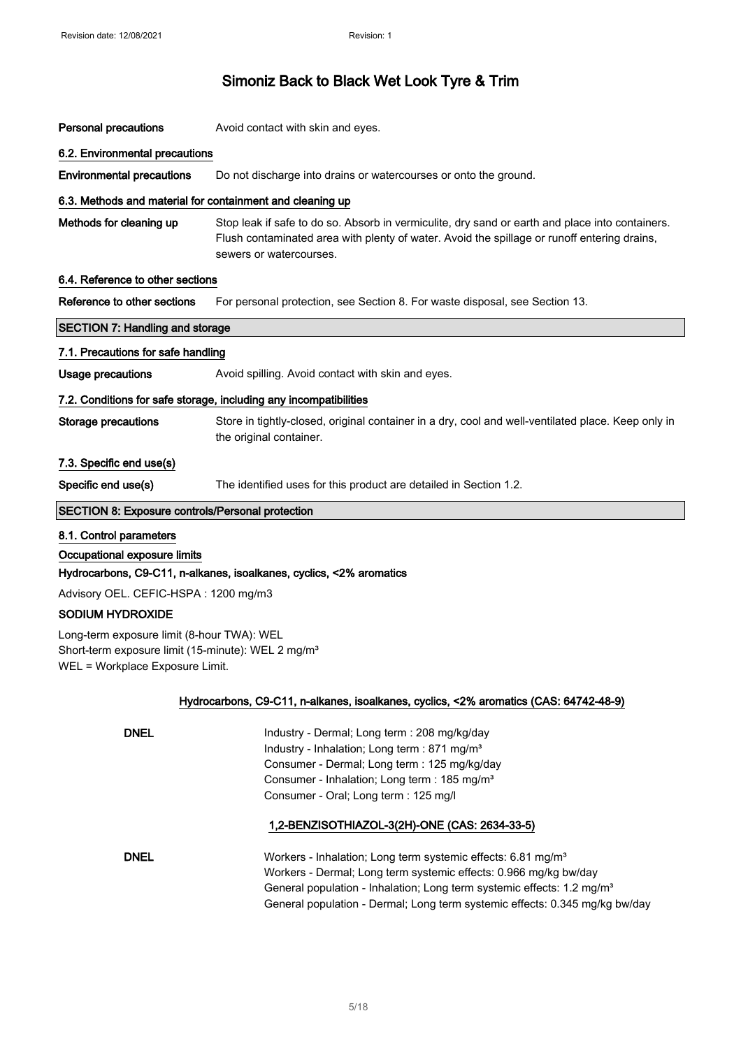# Simoniz Back to Black Wet Look Tyre & Trim

**Personal precautions** Avoid contact with skin and eyes.

**6.2. Environmental precautions**

**Environmental precautions** Do not discharge into drains or watercourses or onto the ground.

**6.3. Methods and material for containment and cleaning up**

**Methods for cleaning up** Stop leak if safe to do so. Absorb in vermiculite, dry sand or earth and place into containers. Flush contaminated area with plenty of water. Avoid the spillage or runoff entering drains, sewers or watercourses.

**6.4. Reference to other sections**

**Reference to other sections** For personal protection, see Section 8. For waste disposal, see Section 13.

## SECTION 7: Handling and storage

**7.1. Precautions for safe handling**

**Usage precautions** Avoid spilling. Avoid contact with skin and eyes.

**7.2. Conditions for safe storage, including any incompatibilities**

**Storage precautions** Store in tightly-closed, original container in a dry, cool and well-ventilated place. Keep only in the original container.

**7.3. Specific end use(s)**

**Specific end use(s)** The identified uses for this product are detailed in Section 1.2.

## SECTION 8: Exposure controls/Personal protection

**8.1. Control parameters**

**Occupational exposure limits**

**Hydrocarbons, C9-C11, n-alkanes, isoalkanes, cyclics, <2% aromatics**

Advisory OEL. CEFIC-HSPA : 1200 mg/m3

**SODIUM HYDROXIDE**

Long-term exposure limit (8-hour TWA): WEL
Short-term exposure limit (15-minute): WEL 2 mg/m³
WEL = Workplace Exposure Limit.

**Hydrocarbons, C9-C11, n-alkanes, isoalkanes, cyclics, <2% aromatics (CAS: 64742-48-9)**

**DNEL**
Industry - Dermal; Long term : 208 mg/kg/day
Industry - Inhalation; Long term : 871 mg/m³
Consumer - Dermal; Long term : 125 mg/kg/day
Consumer - Inhalation; Long term : 185 mg/m³
Consumer - Oral; Long term : 125 mg/l

**1,2-BENZISOTHIAZOL-3(2H)-ONE (CAS: 2634-33-5)**

**DNEL**
Workers - Inhalation; Long term systemic effects: 6.81 mg/m³
Workers - Dermal; Long term systemic effects: 0.966 mg/kg bw/day
General population - Inhalation; Long term systemic effects: 1.2 mg/m³
General population - Dermal; Long term systemic effects: 0.345 mg/kg bw/day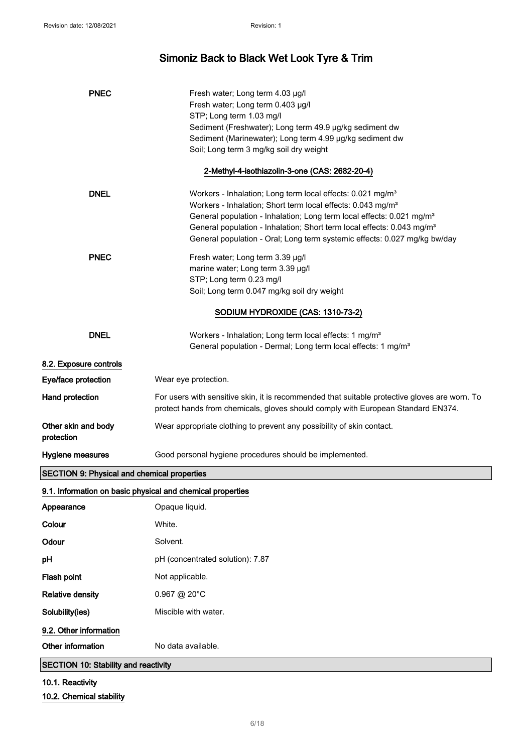| | |
|---|---|
| **PNEC** | Fresh water; Long term 4.03 µg/l<br>Fresh water; Long term 0.403 µg/l<br>STP; Long term 1.03 mg/l<br>Sediment (Freshwater); Long term 49.9 µg/kg sediment dw<br>Sediment (Marinewater); Long term 4.99 µg/kg sediment dw<br>Soil; Long term 3 mg/kg soil dry weight |

**2-Methyl-4-isothiazolin-3-one (CAS: 2682-20-4)**

| | |
|---|---|
| **DNEL** | Workers - Inhalation; Long term local effects: 0.021 mg/m³<br>Workers - Inhalation; Short term local effects: 0.043 mg/m³<br>General population - Inhalation; Long term local effects: 0.021 mg/m³<br>General population - Inhalation; Short term local effects: 0.043 mg/m³<br>General population - Oral; Long term systemic effects: 0.027 mg/kg bw/day |
| **PNEC** | Fresh water; Long term 3.39 µg/l<br>marine water; Long term 3.39 µg/l<br>STP; Long term 0.23 mg/l<br>Soil; Long term 0.047 mg/kg soil dry weight |

**SODIUM HYDROXIDE (CAS: 1310-73-2)**

| | |
|---|---|
| **DNEL** | Workers - Inhalation; Long term local effects: 1 mg/m³<br>General population - Dermal; Long term local effects: 1 mg/m³ |

### 8.2. Exposure controls

| | |
|---|---|
| **Eye/face protection** | Wear eye protection. |
| **Hand protection** | For users with sensitive skin, it is recommended that suitable protective gloves are worn. To protect hands from chemicals, gloves should comply with European Standard EN374. |
| **Other skin and body protection** | Wear appropriate clothing to prevent any possibility of skin contact. |
| **Hygiene measures** | Good personal hygiene procedures should be implemented. |

## SECTION 9: Physical and chemical properties

### 9.1. Information on basic physical and chemical properties

| | |
|---|---|
| **Appearance** | Opaque liquid. |
| **Colour** | White. |
| **Odour** | Solvent. |
| **pH** | pH (concentrated solution): 7.87 |
| **Flash point** | Not applicable. |
| **Relative density** | 0.967 @ 20°C |
| **Solubility(ies)** | Miscible with water. |

### 9.2. Other information

| | |
|---|---|
| **Other information** | No data available. |

## SECTION 10: Stability and reactivity

### 10.1. Reactivity

### 10.2. Chemical stability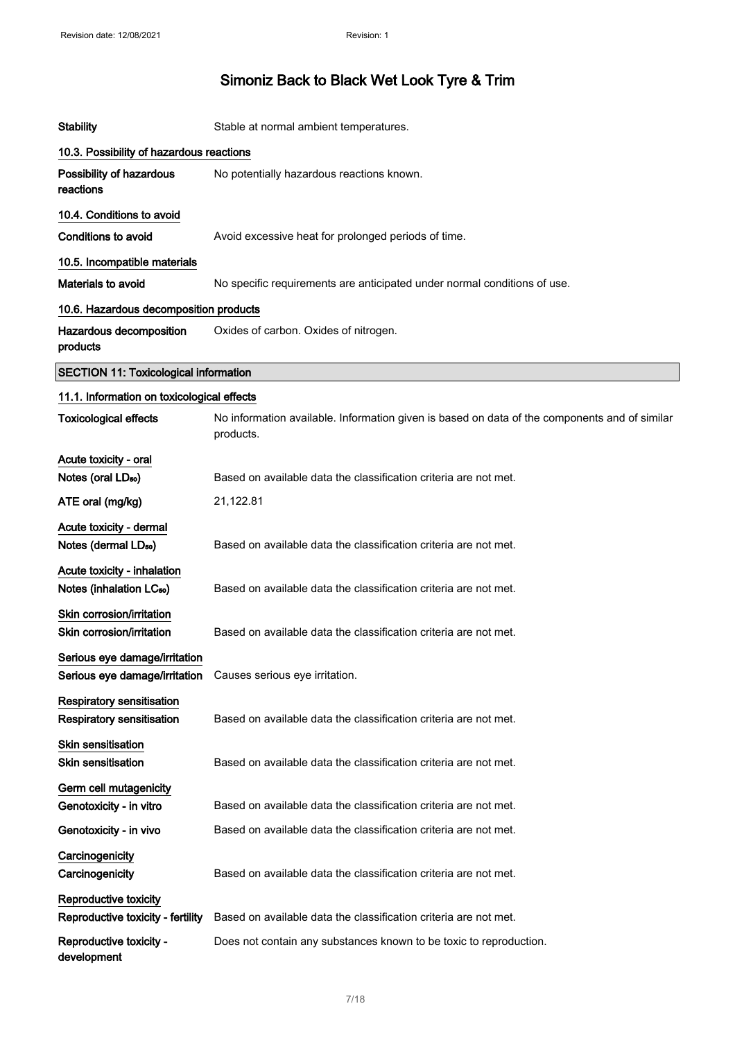# Simoniz Back to Black Wet Look Tyre & Trim

| | |
|---|---|
| **Stability** | Stable at normal ambient temperatures. |

**10.3. Possibility of hazardous reactions**

| | |
|---|---|
| **Possibility of hazardous reactions** | No potentially hazardous reactions known. |

**10.4. Conditions to avoid**

| | |
|---|---|
| **Conditions to avoid** | Avoid excessive heat for prolonged periods of time. |

**10.5. Incompatible materials**

| | |
|---|---|
| **Materials to avoid** | No specific requirements are anticipated under normal conditions of use. |

**10.6. Hazardous decomposition products**

| | |
|---|---|
| **Hazardous decomposition products** | Oxides of carbon. Oxides of nitrogen. |

## SECTION 11: Toxicological information

**11.1. Information on toxicological effects**

| | |
|---|---|
| **Toxicological effects** | No information available. Information given is based on data of the components and of similar products. |

**Acute toxicity - oral**

| | |
|---|---|
| **Notes (oral $LD_{50}$)** | Based on available data the classification criteria are not met. |
| **ATE oral (mg/kg)** | 21,122.81 |

**Acute toxicity - dermal**

| | |
|---|---|
| **Notes (dermal $LD_{50}$)** | Based on available data the classification criteria are not met. |

**Acute toxicity - inhalation**

| | |
|---|---|
| **Notes (inhalation $LC_{50}$)** | Based on available data the classification criteria are not met. |

**Skin corrosion/irritation**

| | |
|---|---|
| **Skin corrosion/irritation** | Based on available data the classification criteria are not met. |

**Serious eye damage/irritation**

| | |
|---|---|
| **Serious eye damage/irritation** | Causes serious eye irritation. |

**Respiratory sensitisation**

| | |
|---|---|
| **Respiratory sensitisation** | Based on available data the classification criteria are not met. |

**Skin sensitisation**

| | |
|---|---|
| **Skin sensitisation** | Based on available data the classification criteria are not met. |

**Germ cell mutagenicity**

| | |
|---|---|
| **Genotoxicity - in vitro** | Based on available data the classification criteria are not met. |
| **Genotoxicity - in vivo** | Based on available data the classification criteria are not met. |

**Carcinogenicity**

| | |
|---|---|
| **Carcinogenicity** | Based on available data the classification criteria are not met. |

**Reproductive toxicity**

| | |
|---|---|
| **Reproductive toxicity - fertility** | Based on available data the classification criteria are not met. |
| **Reproductive toxicity - development** | Does not contain any substances known to be toxic to reproduction. |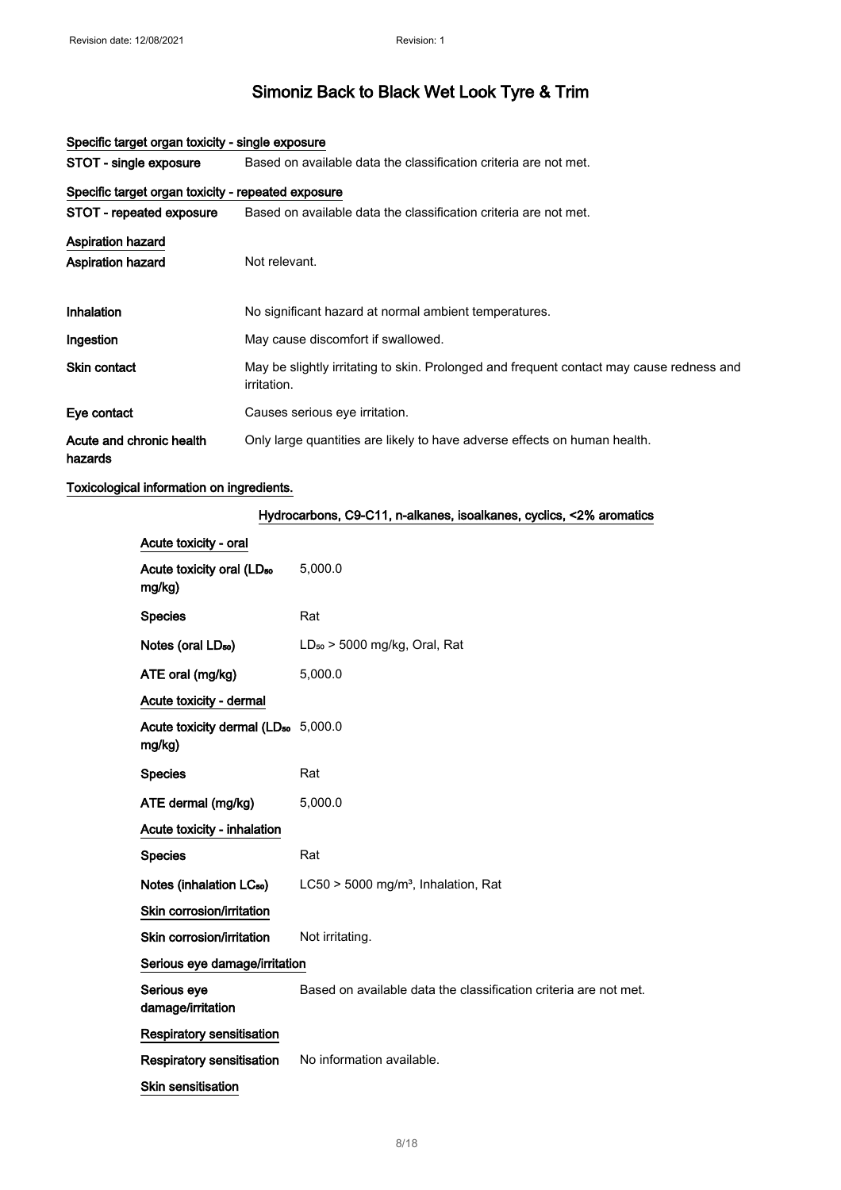# Simoniz Back to Black Wet Look Tyre & Trim

**Specific target organ toxicity - single exposure**

| | |
|---|---|
| **STOT - single exposure** | Based on available data the classification criteria are not met. |

**Specific target organ toxicity - repeated exposure**

| | |
|---|---|
| **STOT - repeated exposure** | Based on available data the classification criteria are not met. |

**Aspiration hazard**

| | |
|---|---|
| **Aspiration hazard** | Not relevant. |
| **Inhalation** | No significant hazard at normal ambient temperatures. |
| **Ingestion** | May cause discomfort if swallowed. |
| **Skin contact** | May be slightly irritating to skin. Prolonged and frequent contact may cause redness and irritation. |
| **Eye contact** | Causes serious eye irritation. |
| **Acute and chronic health hazards** | Only large quantities are likely to have adverse effects on human health. |

**Toxicological information on ingredients.**

**Hydrocarbons, C9-C11, n-alkanes, isoalkanes, cyclics, <2% aromatics**

**Acute toxicity - oral**

| | |
|---|---|
| **Acute toxicity oral ($LD_{50}$ mg/kg)** | 5,000.0 |
| **Species** | Rat |
| **Notes (oral $LD_{50}$)** | $LD_{50}$ > 5000 mg/kg, Oral, Rat |
| **ATE oral (mg/kg)** | 5,000.0 |

**Acute toxicity - dermal**

| | |
|---|---|
| **Acute toxicity dermal ($LD_{50}$ mg/kg)** | 5,000.0 |
| **Species** | Rat |
| **ATE dermal (mg/kg)** | 5,000.0 |

**Acute toxicity - inhalation**

| | |
|---|---|
| **Species** | Rat |
| **Notes (inhalation $LC_{50}$)** | LC50 > 5000 mg/m³, Inhalation, Rat |

**Skin corrosion/irritation**

| | |
|---|---|
| **Skin corrosion/irritation** | Not irritating. |

**Serious eye damage/irritation**

| | |
|---|---|
| **Serious eye damage/irritation** | Based on available data the classification criteria are not met. |

**Respiratory sensitisation**

| | |
|---|---|
| **Respiratory sensitisation** | No information available. |

**Skin sensitisation**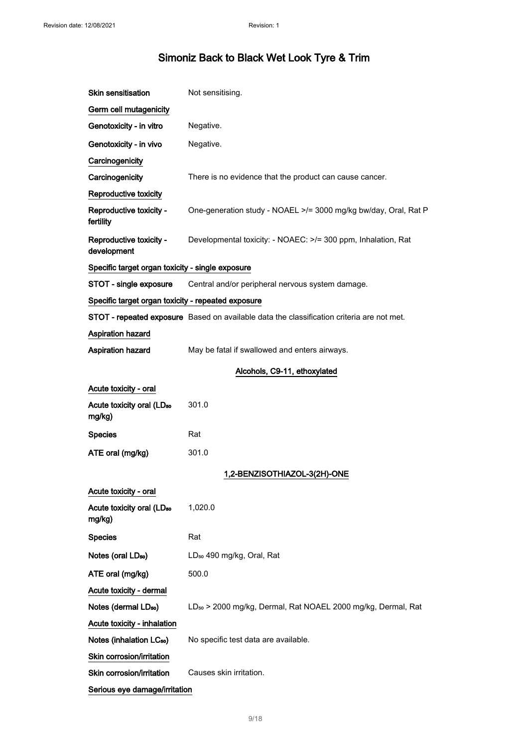**Skin sensitisation** Not sensitising.

**Germ cell mutagenicity**

**Genotoxicity - in vitro** Negative.

**Genotoxicity - in vivo** Negative.

**Carcinogenicity**

**Carcinogenicity** There is no evidence that the product can cause cancer.

**Reproductive toxicity**

**Reproductive toxicity - fertility** One-generation study - NOAEL >/= 3000 mg/kg bw/day, Oral, Rat P

**Reproductive toxicity - development** Developmental toxicity: - NOAEC: >/= 300 ppm, Inhalation, Rat

**Specific target organ toxicity - single exposure**

**STOT - single exposure** Central and/or peripheral nervous system damage.

**Specific target organ toxicity - repeated exposure**

**STOT - repeated exposure** Based on available data the classification criteria are not met.

**Aspiration hazard**

**Aspiration hazard** May be fatal if swallowed and enters airways.

## Alcohols, C9-11, ethoxylated

**Acute toxicity - oral**

**Acute toxicity oral ($LD_{50}$ mg/kg)** 301.0

**Species** Rat

**ATE oral (mg/kg)** 301.0

## 1,2-BENZISOTHIAZOL-3(2H)-ONE

**Acute toxicity - oral**

**Acute toxicity oral ($LD_{50}$ mg/kg)** 1,020.0

**Species** Rat

**Notes (oral $LD_{50}$)** $LD_{50}$ 490 mg/kg, Oral, Rat

**ATE oral (mg/kg)** 500.0

**Acute toxicity - dermal**

**Notes (dermal $LD_{50}$)** $LD_{50}$ > 2000 mg/kg, Dermal, Rat NOAEL 2000 mg/kg, Dermal, Rat

**Acute toxicity - inhalation**

**Notes (inhalation $LC_{50}$)** No specific test data are available.

**Skin corrosion/irritation**

**Skin corrosion/irritation** Causes skin irritation.

**Serious eye damage/irritation**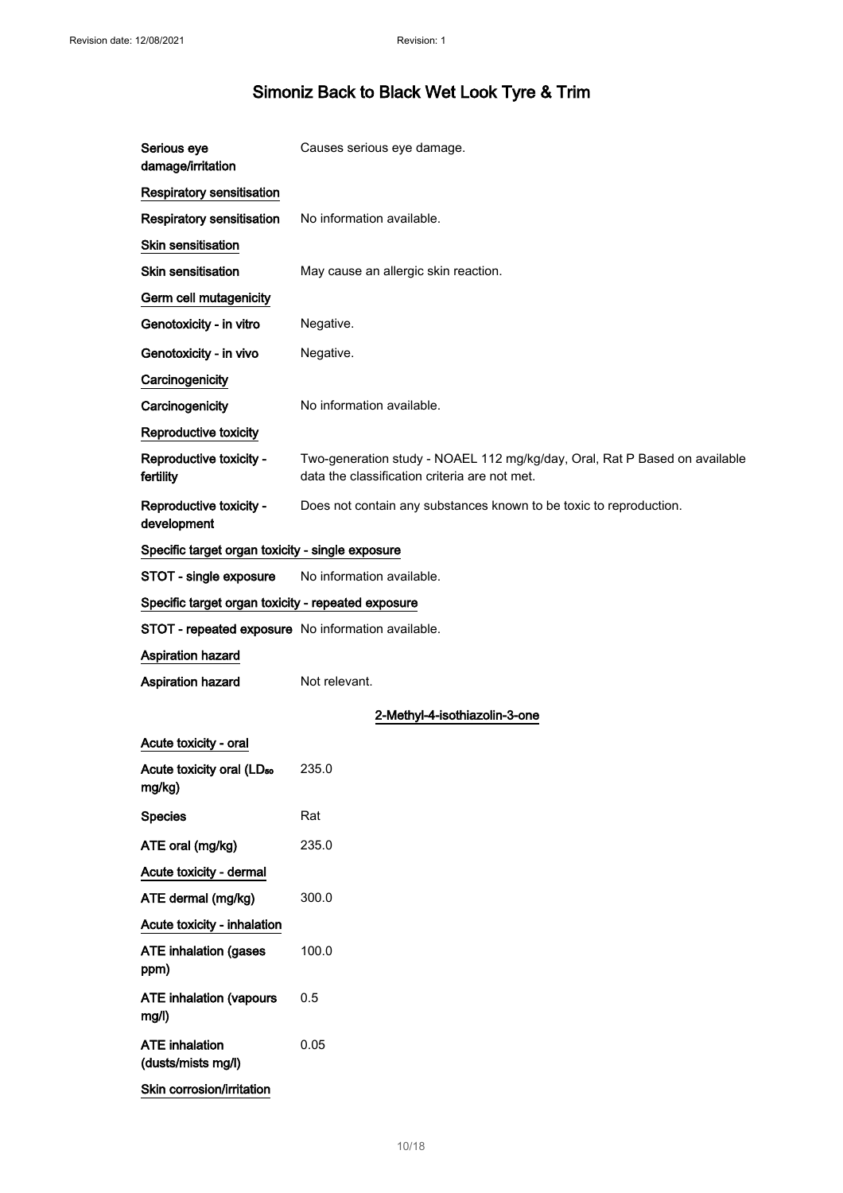| | |
|---|---|
| **Serious eye damage/irritation** | Causes serious eye damage. |

**Respiratory sensitisation**

| | |
|---|---|
| **Respiratory sensitisation** | No information available. |

**Skin sensitisation**

| | |
|---|---|
| **Skin sensitisation** | May cause an allergic skin reaction. |

**Germ cell mutagenicity**

| | |
|---|---|
| **Genotoxicity - in vitro** | Negative. |
| **Genotoxicity - in vivo** | Negative. |

**Carcinogenicity**

| | |
|---|---|
| **Carcinogenicity** | No information available. |

**Reproductive toxicity**

| | |
|---|---|
| **Reproductive toxicity - fertility** | Two-generation study - NOAEL 112 mg/kg/day, Oral, Rat P Based on available data the classification criteria are not met. |
| **Reproductive toxicity - development** | Does not contain any substances known to be toxic to reproduction. |

**Specific target organ toxicity - single exposure**

| | |
|---|---|
| **STOT - single exposure** | No information available. |

**Specific target organ toxicity - repeated exposure**

| | |
|---|---|
| **STOT - repeated exposure** | No information available. |

**Aspiration hazard**

| | |
|---|---|
| **Aspiration hazard** | Not relevant. |

## 2-Methyl-4-isothiazolin-3-one

**Acute toxicity - oral**

| | |
|---|---|
| **Acute toxicity oral ($LD_{50}$ mg/kg)** | 235.0 |
| **Species** | Rat |
| **ATE oral (mg/kg)** | 235.0 |

**Acute toxicity - dermal**

| | |
|---|---|
| **ATE dermal (mg/kg)** | 300.0 |

**Acute toxicity - inhalation**

| | |
|---|---|
| **ATE inhalation (gases ppm)** | 100.0 |
| **ATE inhalation (vapours mg/l)** | 0.5 |
| **ATE inhalation (dusts/mists mg/l)** | 0.05 |

**Skin corrosion/irritation**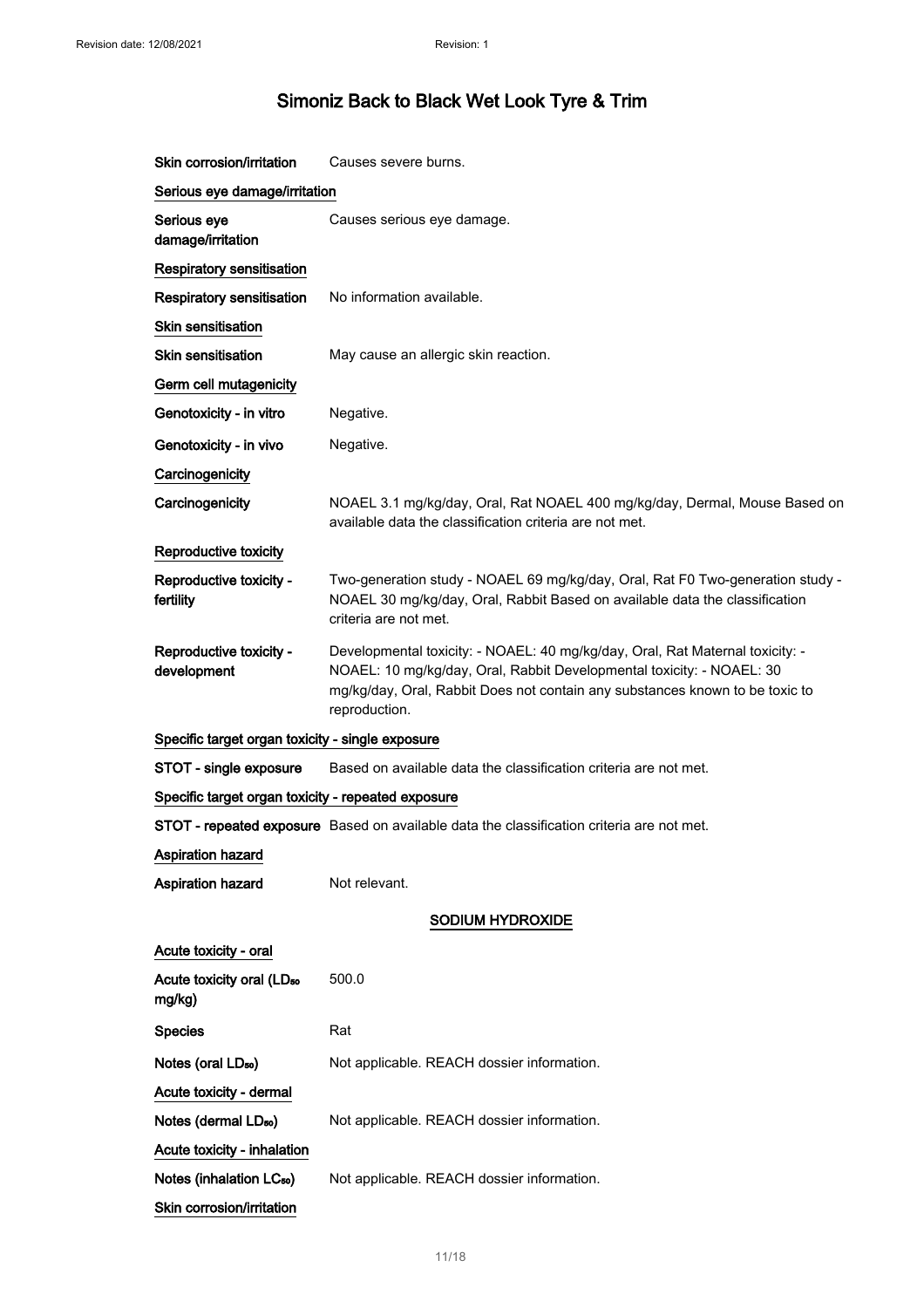**Skin corrosion/irritation** Causes severe burns.

**Serious eye damage/irritation**

**Serious eye damage/irritation** Causes serious eye damage.

**Respiratory sensitisation**

**Respiratory sensitisation** No information available.

**Skin sensitisation**

**Skin sensitisation** May cause an allergic skin reaction.

**Germ cell mutagenicity**

**Genotoxicity - in vitro** Negative.

**Genotoxicity - in vivo** Negative.

**Carcinogenicity**

**Carcinogenicity** NOAEL 3.1 mg/kg/day, Oral, Rat NOAEL 400 mg/kg/day, Dermal, Mouse Based on available data the classification criteria are not met.

**Reproductive toxicity**

**Reproductive toxicity - fertility** Two-generation study - NOAEL 69 mg/kg/day, Oral, Rat F0 Two-generation study - NOAEL 30 mg/kg/day, Oral, Rabbit Based on available data the classification criteria are not met.

**Reproductive toxicity - development** Developmental toxicity: - NOAEL: 40 mg/kg/day, Oral, Rat Maternal toxicity: - NOAEL: 10 mg/kg/day, Oral, Rabbit Developmental toxicity: - NOAEL: 30 mg/kg/day, Oral, Rabbit Does not contain any substances known to be toxic to reproduction.

**Specific target organ toxicity - single exposure**

**STOT - single exposure** Based on available data the classification criteria are not met.

**Specific target organ toxicity - repeated exposure**

**STOT - repeated exposure** Based on available data the classification criteria are not met.

**Aspiration hazard**

**Aspiration hazard** Not relevant.

## SODIUM HYDROXIDE

**Acute toxicity - oral**

**Acute toxicity oral ($LD_{50}$ mg/kg)** 500.0

**Species** Rat

**Notes (oral $LD_{50}$)** Not applicable. REACH dossier information.

**Acute toxicity - dermal**

**Notes (dermal $LD_{50}$)** Not applicable. REACH dossier information.

**Acute toxicity - inhalation**

**Notes (inhalation $LC_{50}$)** Not applicable. REACH dossier information.

**Skin corrosion/irritation**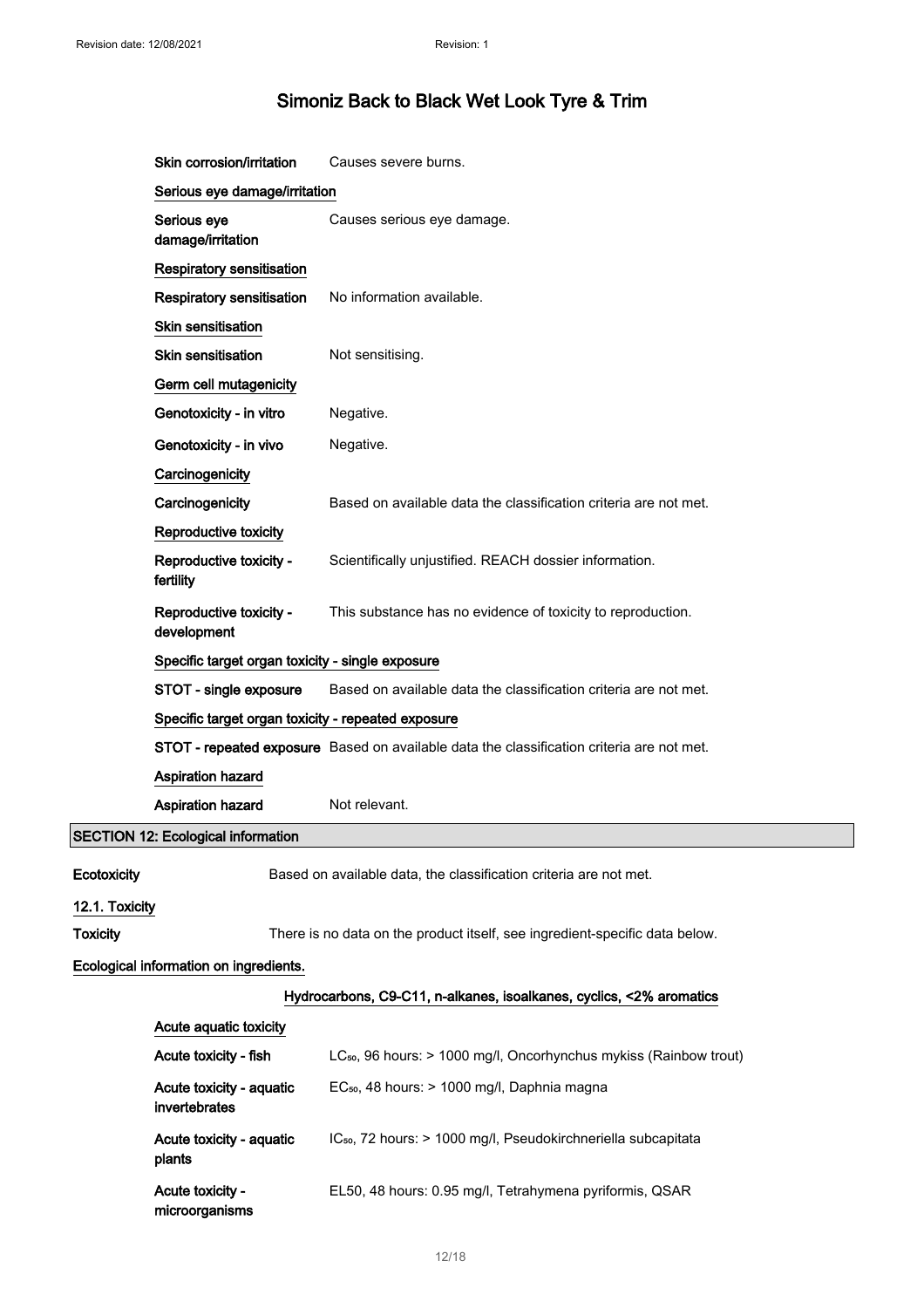| | |
|---|---|
| **Skin corrosion/irritation** | Causes severe burns. |
| **Serious eye damage/irritation** | |
| **Serious eye damage/irritation** | Causes serious eye damage. |
| **Respiratory sensitisation** | |
| **Respiratory sensitisation** | No information available. |
| **Skin sensitisation** | |
| **Skin sensitisation** | Not sensitising. |
| **Germ cell mutagenicity** | |
| **Genotoxicity - in vitro** | Negative. |
| **Genotoxicity - in vivo** | Negative. |
| **Carcinogenicity** | |
| **Carcinogenicity** | Based on available data the classification criteria are not met. |
| **Reproductive toxicity** | |
| **Reproductive toxicity - fertility** | Scientifically unjustified. REACH dossier information. |
| **Reproductive toxicity - development** | This substance has no evidence of toxicity to reproduction. |
| **Specific target organ toxicity - single exposure** | |
| **STOT - single exposure** | Based on available data the classification criteria are not met. |
| **Specific target organ toxicity - repeated exposure** | |
| **STOT - repeated exposure** | Based on available data the classification criteria are not met. |
| **Aspiration hazard** | |
| **Aspiration hazard** | Not relevant. |

## SECTION 12: Ecological information

**Ecotoxicity** Based on available data, the classification criteria are not met.

### 12.1. Toxicity

**Toxicity** There is no data on the product itself, see ingredient-specific data below.

**Ecological information on ingredients.**

**Hydrocarbons, C9-C11, n-alkanes, isoalkanes, cyclics, <2% aromatics**

| | |
|---|---|
| **Acute aquatic toxicity** | |
| **Acute toxicity - fish** | $LC_{50}$, 96 hours: > 1000 mg/l, Oncorhynchus mykiss (Rainbow trout) |
| **Acute toxicity - aquatic invertebrates** | $EC_{50}$, 48 hours: > 1000 mg/l, Daphnia magna |
| **Acute toxicity - aquatic plants** | $IC_{50}$, 72 hours: > 1000 mg/l, Pseudokirchneriella subcapitata |
| **Acute toxicity - microorganisms** | EL50, 48 hours: 0.95 mg/l, Tetrahymena pyriformis, QSAR |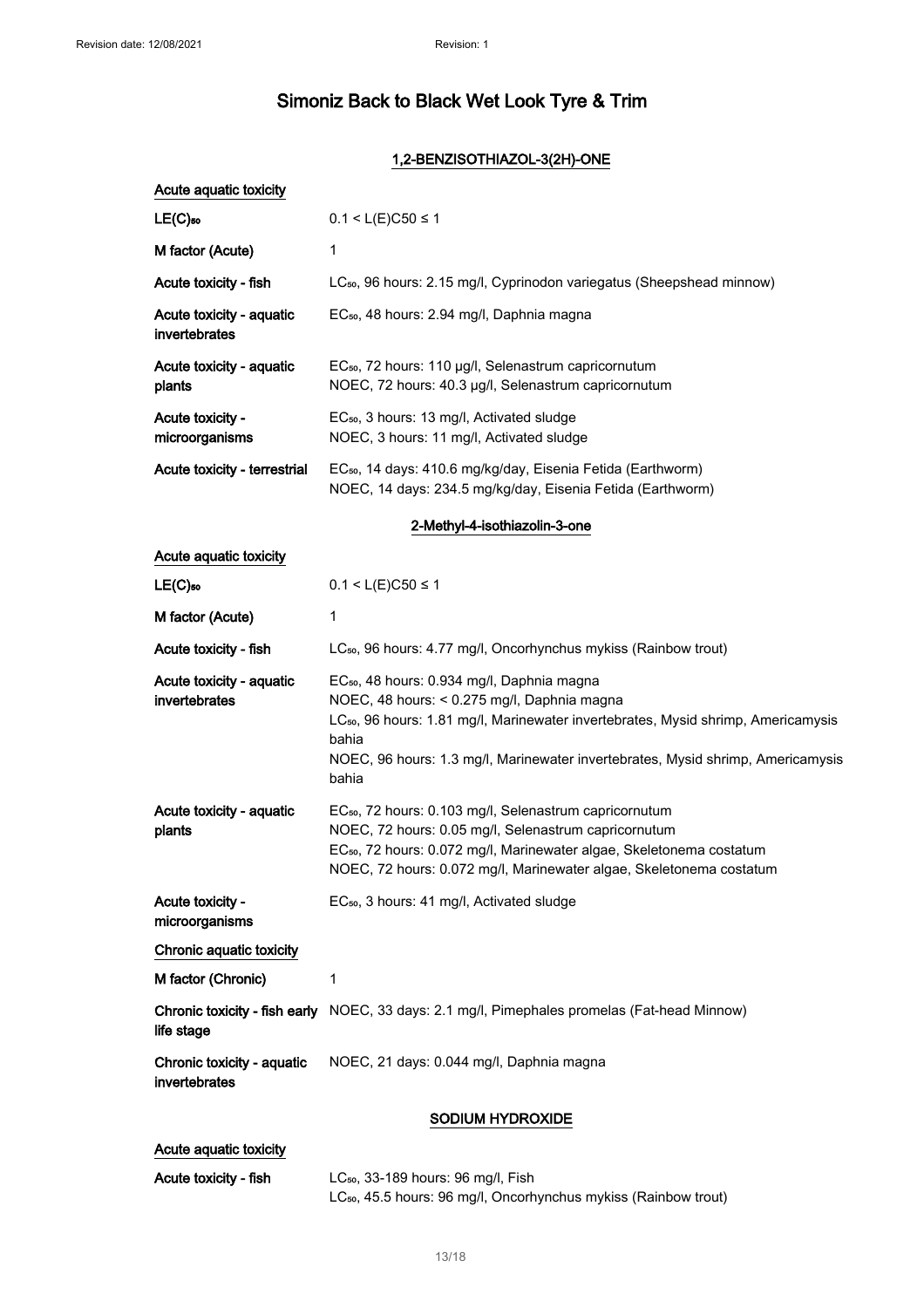# Simoniz Back to Black Wet Look Tyre & Trim

## 1,2-BENZISOTHIAZOL-3(2H)-ONE

**Acute aquatic toxicity**

| | |
|---|---|
| **$LE(C)_{50}$** | $0.1 < L(E)C50 \leq 1$ |
| **M factor (Acute)** | 1 |
| **Acute toxicity - fish** | $LC_{50}$, 96 hours: 2.15 mg/l, Cyprinodon variegatus (Sheepshead minnow) |
| **Acute toxicity - aquatic invertebrates** | $EC_{50}$, 48 hours: 2.94 mg/l, Daphnia magna |
| **Acute toxicity - aquatic plants** | $EC_{50}$, 72 hours: 110 µg/l, Selenastrum capricornutum<br>NOEC, 72 hours: 40.3 µg/l, Selenastrum capricornutum |
| **Acute toxicity - microorganisms** | $EC_{50}$, 3 hours: 13 mg/l, Activated sludge<br>NOEC, 3 hours: 11 mg/l, Activated sludge |
| **Acute toxicity - terrestrial** | $EC_{50}$, 14 days: 410.6 mg/kg/day, Eisenia Fetida (Earthworm)<br>NOEC, 14 days: 234.5 mg/kg/day, Eisenia Fetida (Earthworm) |

## 2-Methyl-4-isothiazolin-3-one

**Acute aquatic toxicity**

| | |
|---|---|
| **$LE(C)_{50}$** | $0.1 < L(E)C50 \leq 1$ |
| **M factor (Acute)** | 1 |
| **Acute toxicity - fish** | $LC_{50}$, 96 hours: 4.77 mg/l, Oncorhynchus mykiss (Rainbow trout) |
| **Acute toxicity - aquatic invertebrates** | $EC_{50}$, 48 hours: 0.934 mg/l, Daphnia magna<br>NOEC, 48 hours: < 0.275 mg/l, Daphnia magna<br>$LC_{50}$, 96 hours: 1.81 mg/l, Marinewater invertebrates, Mysid shrimp, Americamysis bahia<br>NOEC, 96 hours: 1.3 mg/l, Marinewater invertebrates, Mysid shrimp, Americamysis bahia |
| **Acute toxicity - aquatic plants** | $EC_{50}$, 72 hours: 0.103 mg/l, Selenastrum capricornutum<br>NOEC, 72 hours: 0.05 mg/l, Selenastrum capricornutum<br>$EC_{50}$, 72 hours: 0.072 mg/l, Marinewater algae, Skeletonema costatum<br>NOEC, 72 hours: 0.072 mg/l, Marinewater algae, Skeletonema costatum |
| **Acute toxicity - microorganisms** | $EC_{50}$, 3 hours: 41 mg/l, Activated sludge |

**Chronic aquatic toxicity**

| | |
|---|---|
| **M factor (Chronic)** | 1 |
| **Chronic toxicity - fish early life stage** | NOEC, 33 days: 2.1 mg/l, Pimephales promelas (Fat-head Minnow) |
| **Chronic toxicity - aquatic invertebrates** | NOEC, 21 days: 0.044 mg/l, Daphnia magna |

## SODIUM HYDROXIDE

**Acute aquatic toxicity**

| | |
|---|---|
| **Acute toxicity - fish** | $LC_{50}$, 33-189 hours: 96 mg/l, Fish<br>$LC_{50}$, 45.5 hours: 96 mg/l, Oncorhynchus mykiss (Rainbow trout) |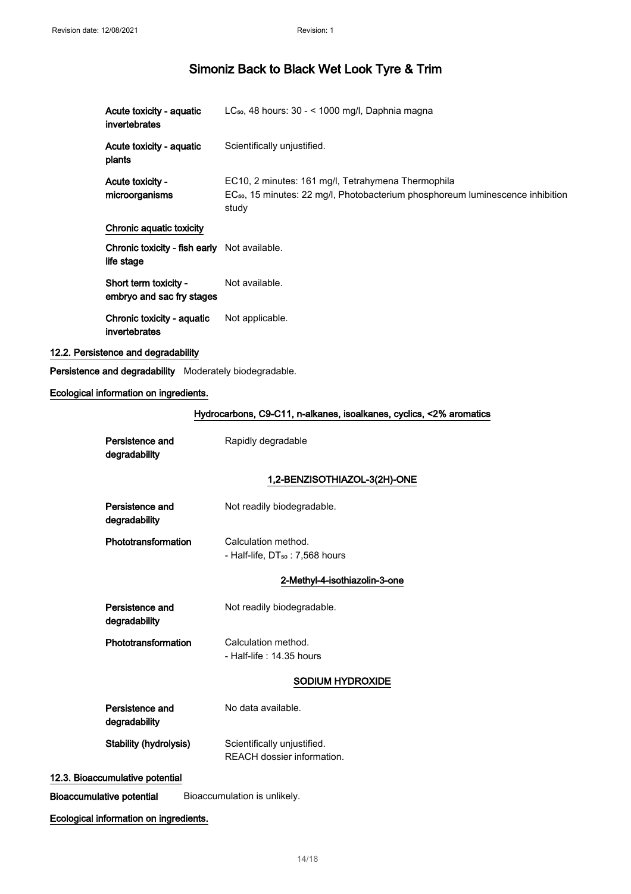| | |
|---|---|
| **Acute toxicity - aquatic invertebrates** | $LC_{50}$, 48 hours: 30 - < 1000 mg/l, Daphnia magna |
| **Acute toxicity - aquatic plants** | Scientifically unjustified. |
| **Acute toxicity - microorganisms** | EC10, 2 minutes: 161 mg/l, Tetrahymena Thermophila<br>$EC_{50}$, 15 minutes: 22 mg/l, Photobacterium phosphoreum luminescence inhibition study |

**Chronic aquatic toxicity**

| | |
|---|---|
| **Chronic toxicity - fish early life stage** | Not available. |
| **Short term toxicity - embryo and sac fry stages** | Not available. |
| **Chronic toxicity - aquatic invertebrates** | Not applicable. |

### 12.2. Persistence and degradability

**Persistence and degradability** Moderately biodegradable.

**Ecological information on ingredients.**

**Hydrocarbons, C9-C11, n-alkanes, isoalkanes, cyclics, <2% aromatics**

| | |
|---|---|
| **Persistence and degradability** | Rapidly degradable |

**1,2-BENZISOTHIAZOL-3(2H)-ONE**

| | |
|---|---|
| **Persistence and degradability** | Not readily biodegradable. |
| **Phototransformation** | Calculation method.<br>- Half-life, $DT_{50}$ : 7,568 hours |

**2-Methyl-4-isothiazolin-3-one**

| | |
|---|---|
| **Persistence and degradability** | Not readily biodegradable. |
| **Phototransformation** | Calculation method.<br>- Half-life : 14.35 hours |

**SODIUM HYDROXIDE**

| | |
|---|---|
| **Persistence and degradability** | No data available. |
| **Stability (hydrolysis)** | Scientifically unjustified.<br>REACH dossier information. |

### 12.3. Bioaccumulative potential

**Bioaccumulative potential** Bioaccumulation is unlikely.

**Ecological information on ingredients.**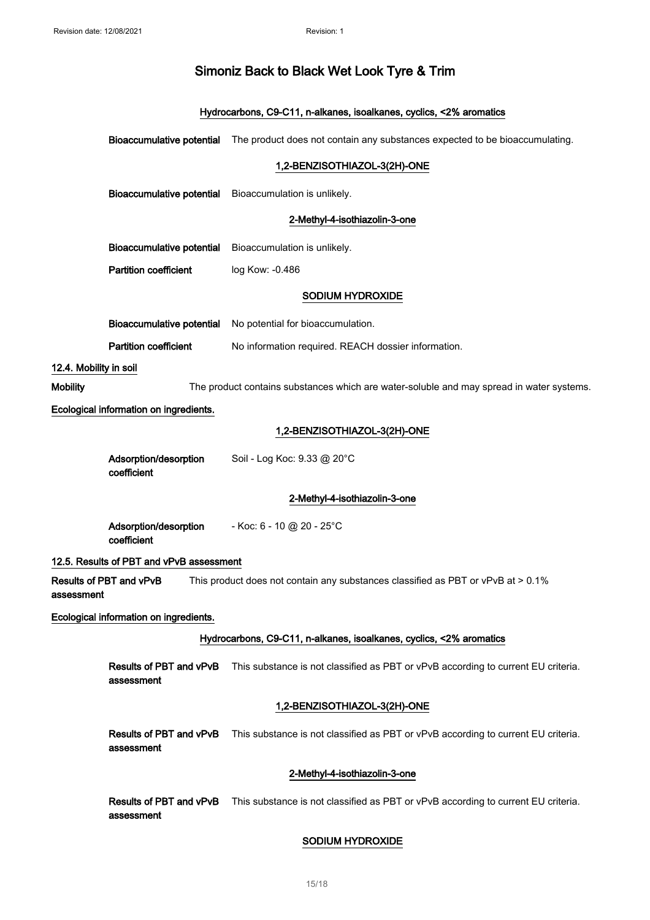Hydrocarbons, C9-C11, n-alkanes, isoalkanes, cyclics, <2% aromatics

**Bioaccumulative potential** The product does not contain any substances expected to be bioaccumulating.

1,2-BENZISOTHIAZOL-3(2H)-ONE

**Bioaccumulative potential** Bioaccumulation is unlikely.

2-Methyl-4-isothiazolin-3-one

**Bioaccumulative potential** Bioaccumulation is unlikely.

**Partition coefficient** log Kow: -0.486

SODIUM HYDROXIDE

**Bioaccumulative potential** No potential for bioaccumulation.

**Partition coefficient** No information required. REACH dossier information.

### 12.4. Mobility in soil

**Mobility** The product contains substances which are water-soluble and may spread in water systems.

**Ecological information on ingredients.**

1,2-BENZISOTHIAZOL-3(2H)-ONE

**Adsorption/desorption coefficient** Soil - Log Koc: 9.33 @ 20°C

2-Methyl-4-isothiazolin-3-one

**Adsorption/desorption coefficient** - Koc: 6 - 10 @ 20 - 25°C

### 12.5. Results of PBT and vPvB assessment

**Results of PBT and vPvB assessment** This product does not contain any substances classified as PBT or vPvB at > 0.1%

**Ecological information on ingredients.**

Hydrocarbons, C9-C11, n-alkanes, isoalkanes, cyclics, <2% aromatics

**Results of PBT and vPvB assessment** This substance is not classified as PBT or vPvB according to current EU criteria.

1,2-BENZISOTHIAZOL-3(2H)-ONE

**Results of PBT and vPvB assessment** This substance is not classified as PBT or vPvB according to current EU criteria.

2-Methyl-4-isothiazolin-3-one

**Results of PBT and vPvB assessment** This substance is not classified as PBT or vPvB according to current EU criteria.

SODIUM HYDROXIDE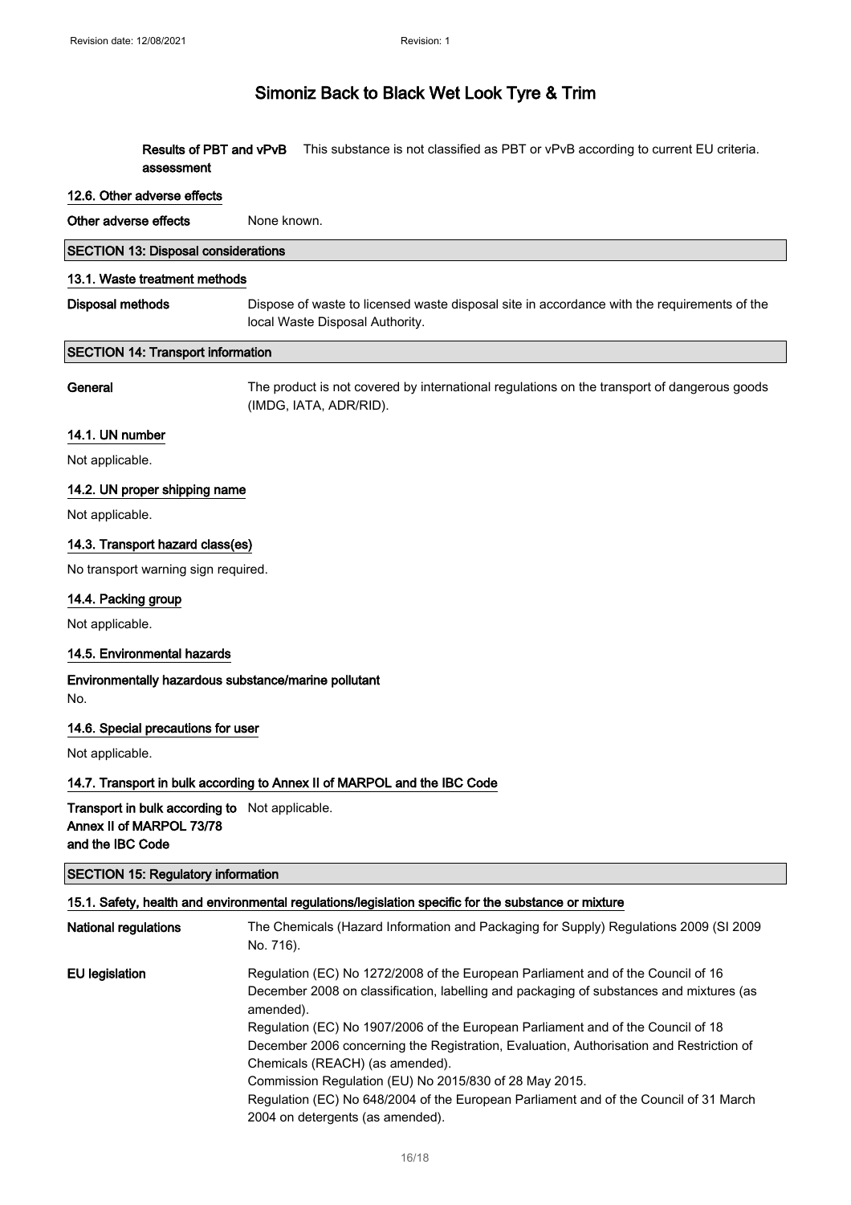# Simoniz Back to Black Wet Look Tyre & Trim

**Results of PBT and vPvB assessment** This substance is not classified as PBT or vPvB according to current EU criteria.

### 12.6. Other adverse effects

**Other adverse effects** None known.

## SECTION 13: Disposal considerations

### 13.1. Waste treatment methods

**Disposal methods** Dispose of waste to licensed waste disposal site in accordance with the requirements of the local Waste Disposal Authority.

## SECTION 14: Transport information

**General** The product is not covered by international regulations on the transport of dangerous goods (IMDG, IATA, ADR/RID).

### 14.1. UN number

Not applicable.

### 14.2. UN proper shipping name

Not applicable.

### 14.3. Transport hazard class(es)

No transport warning sign required.

### 14.4. Packing group

Not applicable.

### 14.5. Environmental hazards

**Environmentally hazardous substance/marine pollutant**

No.

### 14.6. Special precautions for user

Not applicable.

### 14.7. Transport in bulk according to Annex II of MARPOL and the IBC Code

**Transport in bulk according to Annex II of MARPOL 73/78 and the IBC Code** Not applicable.

## SECTION 15: Regulatory information

### 15.1. Safety, health and environmental regulations/legislation specific for the substance or mixture

**National regulations** The Chemicals (Hazard Information and Packaging for Supply) Regulations 2009 (SI 2009 No. 716).

**EU legislation** Regulation (EC) No 1272/2008 of the European Parliament and of the Council of 16 December 2008 on classification, labelling and packaging of substances and mixtures (as amended).
Regulation (EC) No 1907/2006 of the European Parliament and of the Council of 18 December 2006 concerning the Registration, Evaluation, Authorisation and Restriction of Chemicals (REACH) (as amended).
Commission Regulation (EU) No 2015/830 of 28 May 2015.
Regulation (EC) No 648/2004 of the European Parliament and of the Council of 31 March 2004 on detergents (as amended).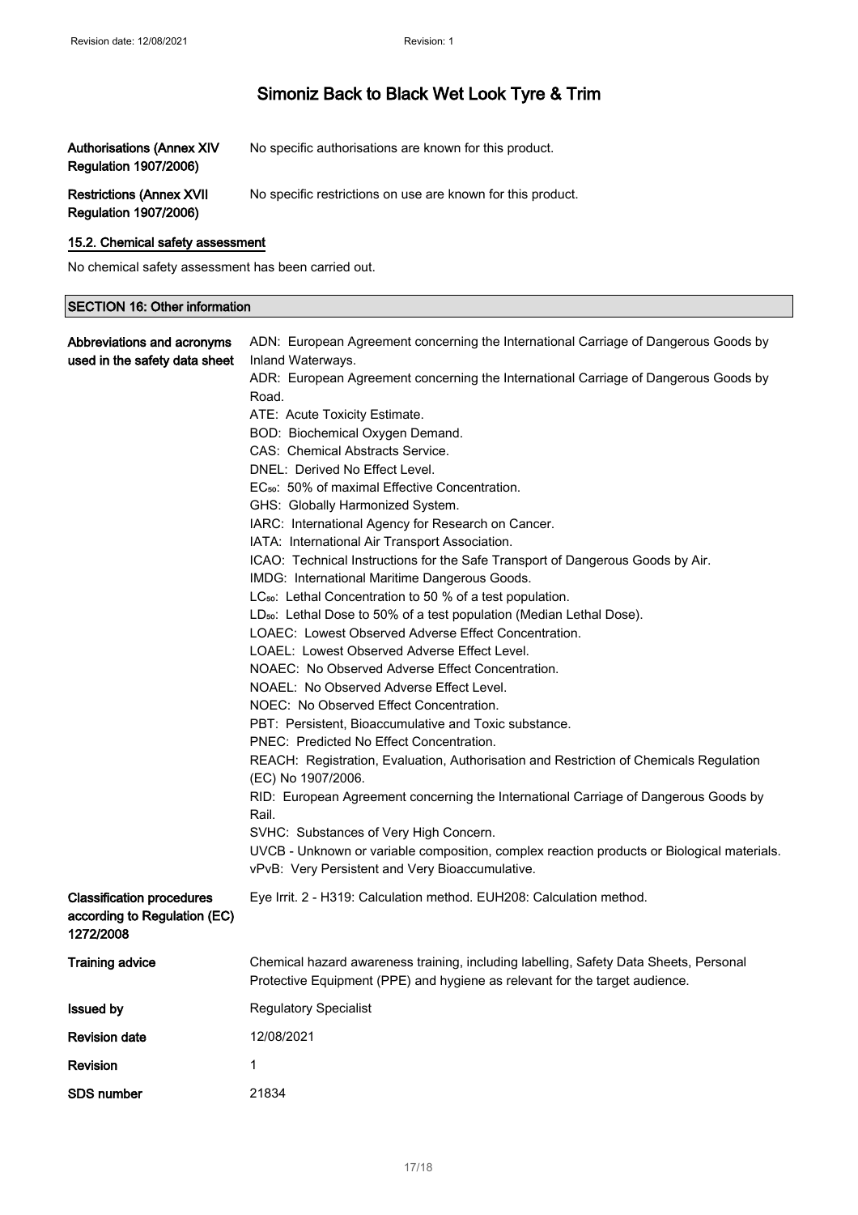# Simoniz Back to Black Wet Look Tyre & Trim

| | |
|---|---|
| **Authorisations (Annex XIV Regulation 1907/2006)** | No specific authorisations are known for this product. |
| **Restrictions (Annex XVII Regulation 1907/2006)** | No specific restrictions on use are known for this product. |

### 15.2. Chemical safety assessment

No chemical safety assessment has been carried out.

## SECTION 16: Other information

**Abbreviations and acronyms used in the safety data sheet**

ADN: European Agreement concerning the International Carriage of Dangerous Goods by Inland Waterways.
ADR: European Agreement concerning the International Carriage of Dangerous Goods by Road.
ATE: Acute Toxicity Estimate.
BOD: Biochemical Oxygen Demand.
CAS: Chemical Abstracts Service.
DNEL: Derived No Effect Level.
$EC_{50}$: 50% of maximal Effective Concentration.
GHS: Globally Harmonized System.
IARC: International Agency for Research on Cancer.
IATA: International Air Transport Association.
ICAO: Technical Instructions for the Safe Transport of Dangerous Goods by Air.
IMDG: International Maritime Dangerous Goods.
$LC_{50}$: Lethal Concentration to 50 % of a test population.
$LD_{50}$: Lethal Dose to 50% of a test population (Median Lethal Dose).
LOAEC: Lowest Observed Adverse Effect Concentration.
LOAEL: Lowest Observed Adverse Effect Level.
NOAEC: No Observed Adverse Effect Concentration.
NOAEL: No Observed Adverse Effect Level.
NOEC: No Observed Effect Concentration.
PBT: Persistent, Bioaccumulative and Toxic substance.
PNEC: Predicted No Effect Concentration.
REACH: Registration, Evaluation, Authorisation and Restriction of Chemicals Regulation (EC) No 1907/2006.
RID: European Agreement concerning the International Carriage of Dangerous Goods by Rail.
SVHC: Substances of Very High Concern.
UVCB - Unknown or variable composition, complex reaction products or Biological materials.
vPvB: Very Persistent and Very Bioaccumulative.

| | |
|---|---|
| **Classification procedures according to Regulation (EC) 1272/2008** | Eye Irrit. 2 - H319: Calculation method. EUH208: Calculation method. |
| **Training advice** | Chemical hazard awareness training, including labelling, Safety Data Sheets, Personal Protective Equipment (PPE) and hygiene as relevant for the target audience. |
| **Issued by** | Regulatory Specialist |
| **Revision date** | 12/08/2021 |
| **Revision** | 1 |
| **SDS number** | 21834 |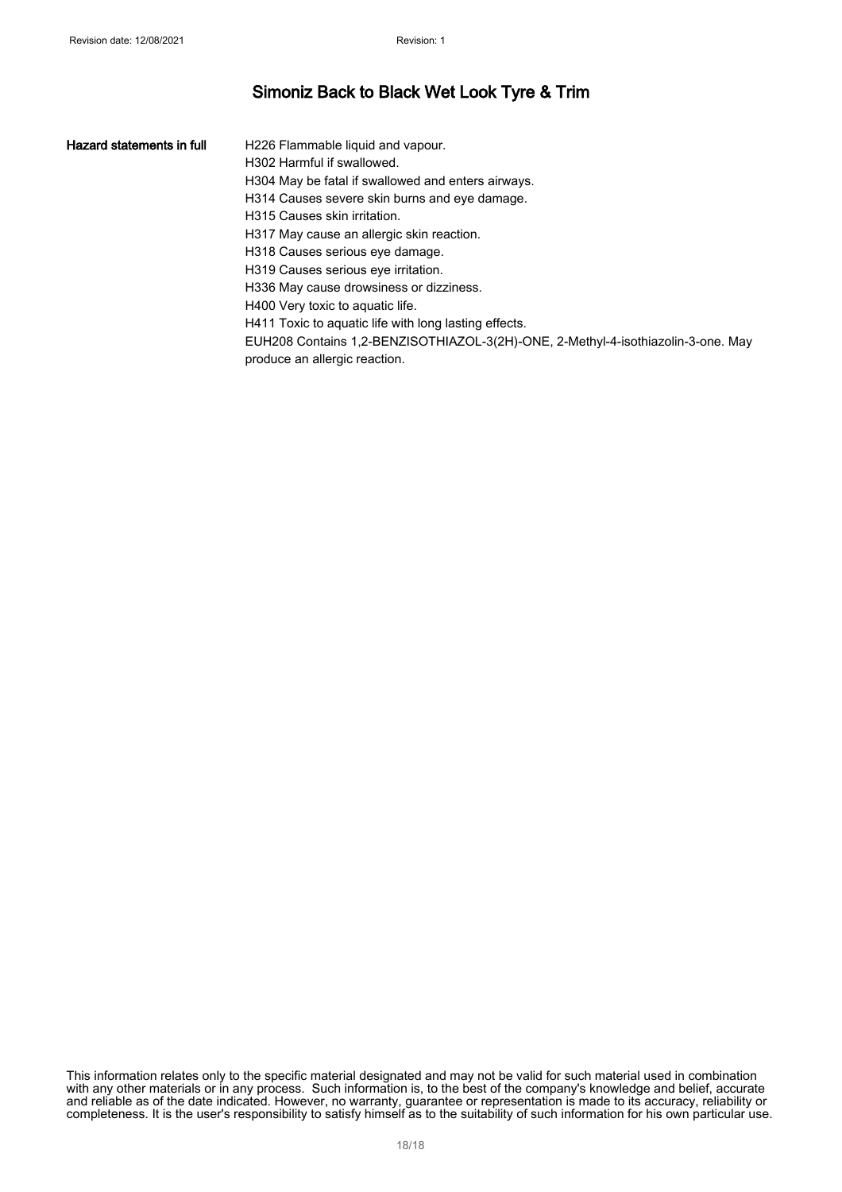**Hazard statements in full**

H226 Flammable liquid and vapour.
H302 Harmful if swallowed.
H304 May be fatal if swallowed and enters airways.
H314 Causes severe skin burns and eye damage.
H315 Causes skin irritation.
H317 May cause an allergic skin reaction.
H318 Causes serious eye damage.
H319 Causes serious eye irritation.
H336 May cause drowsiness or dizziness.
H400 Very toxic to aquatic life.
H411 Toxic to aquatic life with long lasting effects.
EUH208 Contains 1,2-BENZISOTHIAZOL-3(2H)-ONE, 2-Methyl-4-isothiazolin-3-one. May produce an allergic reaction.